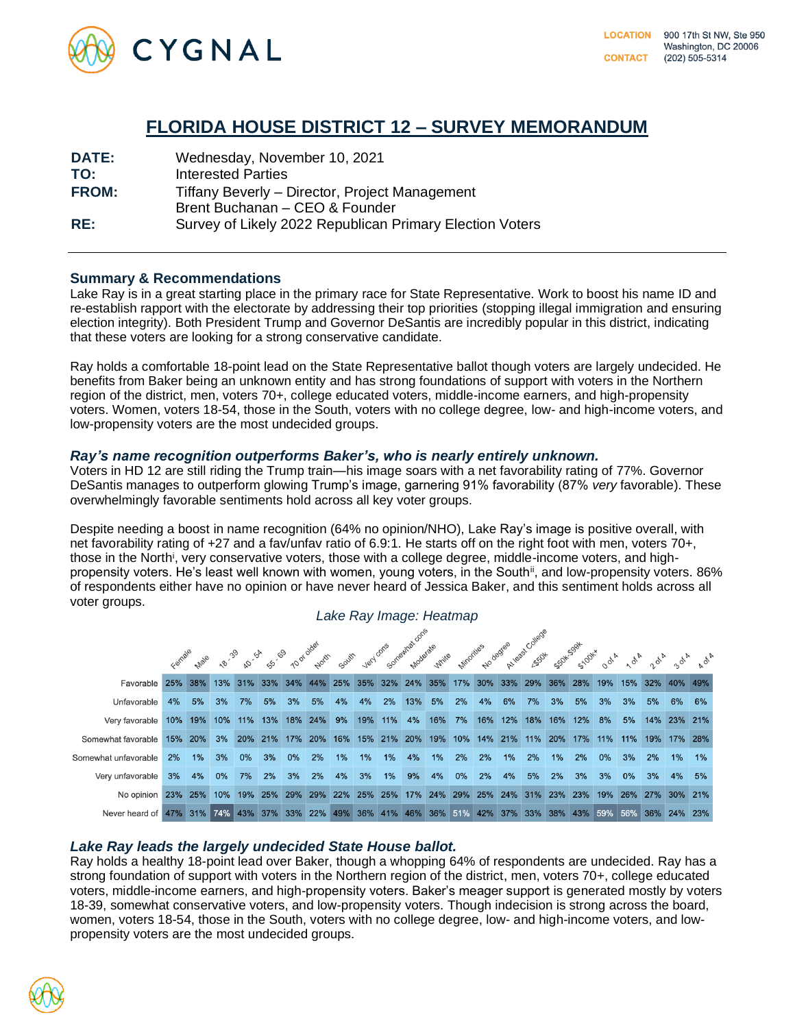# FLORIDA HOUSE DISTRICT 12 – SURVEY MEMORANDUM

**DATE:** Wednesday, November 10, 2021
**TO:** Interested Parties
**FROM:** Tiffany Beverly – Director, Project Management
Brent Buchanan – CEO & Founder
**RE:** Survey of Likely 2022 Republican Primary Election Voters

## Summary & Recommendations

Lake Ray is in a great starting place in the primary race for State Representative. Work to boost his name ID and re-establish rapport with the electorate by addressing their top priorities (stopping illegal immigration and ensuring election integrity). Both President Trump and Governor DeSantis are incredibly popular in this district, indicating that these voters are looking for a strong conservative candidate.

Ray holds a comfortable 18-point lead on the State Representative ballot though voters are largely undecided. He benefits from Baker being an unknown entity and has strong foundations of support with voters in the Northern region of the district, men, voters 70+, college educated voters, middle-income earners, and high-propensity voters. Women, voters 18-54, those in the South, voters with no college degree, low- and high-income voters, and low-propensity voters are the most undecided groups.

### *Ray's name recognition outperforms Baker's, who is nearly entirely unknown.*

Voters in HD 12 are still riding the Trump train—his image soars with a net favorability rating of 77%. Governor DeSantis manages to outperform glowing Trump's image, garnering 91% favorability (87% *very* favorable). These overwhelmingly favorable sentiments hold across all key voter groups.

Despite needing a boost in name recognition (64% no opinion/NHO), Lake Ray's image is positive overall, with net favorability rating of +27 and a fav/unfav ratio of 6.9:1. He starts off on the right foot with men, voters 70+, those in the North[i], very conservative voters, those with a college degree, middle-income voters, and high-propensity voters. He's least well known with women, young voters, in the South[ii], and low-propensity voters. 86% of respondents either have no opinion or have never heard of Jessica Baker, and this sentiment holds across all voter groups.

*Lake Ray Image: Heatmap*

| | Female | Male | 18 - 39 | 40 - 54 | 55 - 69 | 70 or older | North | South | Very cons | Somewhat cons | Moderate | White | Minorities | No degree | At least College | <$50k | $50k-$99k | $100k+ | 0 of 4 | 1 of 4 | 2 of 4 | 3 of 4 | 4 of 4 |
|---|---|---|---|---|---|---|---|---|---|---|---|---|---|---|---|---|---|---|---|---|---|---|---|
| Favorable | 25% | 38% | 13% | 31% | 33% | 34% | 44% | 25% | 35% | 32% | 24% | 35% | 17% | 30% | 33% | 29% | 36% | 28% | 19% | 15% | 32% | 40% | 49% |
| Unfavorable | 4% | 5% | 3% | 7% | 5% | 3% | 5% | 4% | 4% | 2% | 13% | 5% | 2% | 4% | 6% | 7% | 3% | 5% | 3% | 3% | 5% | 6% | 6% |
| Very favorable | 10% | 19% | 10% | 11% | 13% | 18% | 24% | 9% | 19% | 11% | 4% | 16% | 7% | 16% | 12% | 18% | 16% | 12% | 8% | 5% | 14% | 23% | 21% |
| Somewhat favorable | 15% | 20% | 3% | 20% | 21% | 17% | 20% | 16% | 15% | 21% | 20% | 19% | 10% | 14% | 21% | 11% | 20% | 17% | 11% | 11% | 19% | 17% | 28% |
| Somewhat unfavorable | 2% | 1% | 3% | 0% | 3% | 0% | 2% | 1% | 1% | 1% | 4% | 1% | 2% | 2% | 1% | 2% | 1% | 2% | 0% | 3% | 2% | 1% | 1% |
| Very unfavorable | 3% | 4% | 0% | 7% | 2% | 3% | 2% | 4% | 3% | 1% | 9% | 4% | 0% | 2% | 4% | 5% | 2% | 3% | 3% | 0% | 3% | 4% | 5% |
| No opinion | 23% | 25% | 10% | 19% | 25% | 29% | 29% | 22% | 25% | 25% | 17% | 24% | 29% | 25% | 24% | 31% | 23% | 23% | 19% | 26% | 27% | 30% | 21% |
| Never heard of | 47% | 31% | 74% | 43% | 37% | 33% | 22% | 49% | 36% | 41% | 46% | 36% | 51% | 42% | 37% | 33% | 38% | 43% | 59% | 56% | 36% | 24% | 23% |

### *Lake Ray leads the largely undecided State House ballot.*

Ray holds a healthy 18-point lead over Baker, though a whopping 64% of respondents are undecided. Ray has a strong foundation of support with voters in the Northern region of the district, men, voters 70+, college educated voters, middle-income earners, and high-propensity voters. Baker's meager support is generated mostly by voters 18-39, somewhat conservative voters, and low-propensity voters. Though indecision is strong across the board, women, voters 18-54, those in the South, voters with no college degree, low- and high-income voters, and low-propensity voters are the most undecided groups.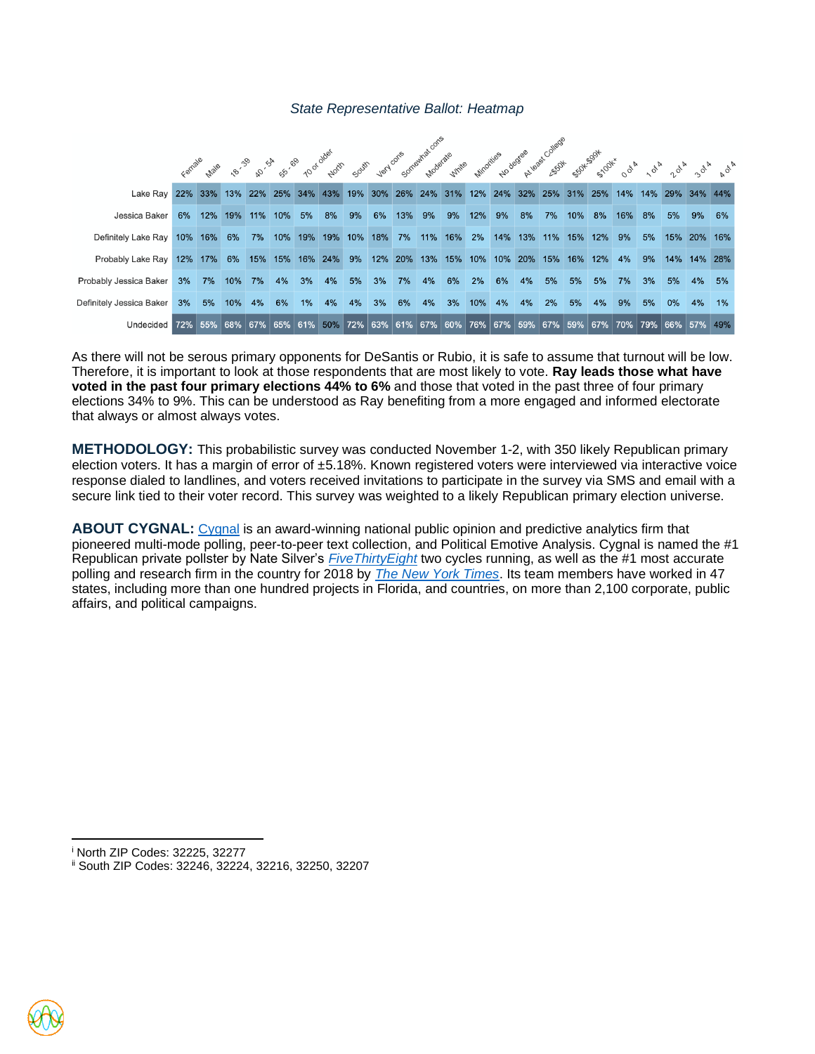*State Representative Ballot: Heatmap*

| | Female | Male | 18 - 39 | 40 - 54 | 55 - 69 | 70 or older | North | South | Very cons | Somewhat cons | Moderate | White | Minorities | No degree | At least College | <$50k | $50k-$99k | $100k+ | 0 of 4 | 1 of 4 | 2 of 4 | 3 of 4 | 4 of 4 |
|---|---|---|---|---|---|---|---|---|---|---|---|---|---|---|---|---|---|---|---|---|---|---|---|
| Lake Ray | 22% | 33% | 13% | 22% | 25% | 34% | 43% | 19% | 30% | 26% | 24% | 31% | 12% | 24% | 32% | 25% | 31% | 25% | 14% | 14% | 29% | 34% | 44% |
| Jessica Baker | 6% | 12% | 19% | 11% | 10% | 5% | 8% | 9% | 6% | 13% | 9% | 9% | 12% | 9% | 8% | 7% | 10% | 8% | 16% | 8% | 5% | 9% | 6% |
| Definitely Lake Ray | 10% | 16% | 6% | 7% | 10% | 19% | 19% | 10% | 18% | 7% | 11% | 16% | 2% | 14% | 13% | 11% | 15% | 12% | 9% | 5% | 15% | 20% | 16% |
| Probably Lake Ray | 12% | 17% | 6% | 15% | 15% | 16% | 24% | 9% | 12% | 20% | 13% | 15% | 10% | 10% | 20% | 15% | 16% | 12% | 4% | 9% | 14% | 14% | 28% |
| Probably Jessica Baker | 3% | 7% | 10% | 7% | 4% | 3% | 4% | 5% | 3% | 7% | 4% | 6% | 2% | 6% | 4% | 5% | 5% | 5% | 7% | 3% | 5% | 4% | 5% |
| Definitely Jessica Baker | 3% | 5% | 10% | 4% | 6% | 1% | 4% | 4% | 3% | 6% | 4% | 3% | 10% | 4% | 4% | 2% | 5% | 4% | 9% | 5% | 0% | 4% | 1% |
| Undecided | 72% | 55% | 68% | 67% | 65% | 61% | 50% | 72% | 63% | 61% | 67% | 60% | 76% | 67% | 59% | 67% | 59% | 67% | 70% | 79% | 66% | 57% | 49% |

As there will not be serous primary opponents for DeSantis or Rubio, it is safe to assume that turnout will be low. Therefore, it is important to look at those respondents that are most likely to vote. **Ray leads those what have voted in the past four primary elections 44% to 6%** and those that voted in the past three of four primary elections 34% to 9%. This can be understood as Ray benefiting from a more engaged and informed electorate that always or almost always votes.

**METHODOLOGY:** This probabilistic survey was conducted November 1-2, with 350 likely Republican primary election voters. It has a margin of error of ±5.18%. Known registered voters were interviewed via interactive voice response dialed to landlines, and voters received invitations to participate in the survey via SMS and email with a secure link tied to their voter record. This survey was weighted to a likely Republican primary election universe.

**ABOUT CYGNAL:** Cygnal is an award-winning national public opinion and predictive analytics firm that pioneered multi-mode polling, peer-to-peer text collection, and Political Emotive Analysis. Cygnal is named the #1 Republican private pollster by Nate Silver's *FiveThirtyEight* two cycles running, as well as the #1 most accurate polling and research firm in the country for 2018 by *The New York Times*. Its team members have worked in 47 states, including more than one hundred projects in Florida, and countries, on more than 2,100 corporate, public affairs, and political campaigns.

---

[i] North ZIP Codes: 32225, 32277

[ii] South ZIP Codes: 32246, 32224, 32216, 32250, 32207